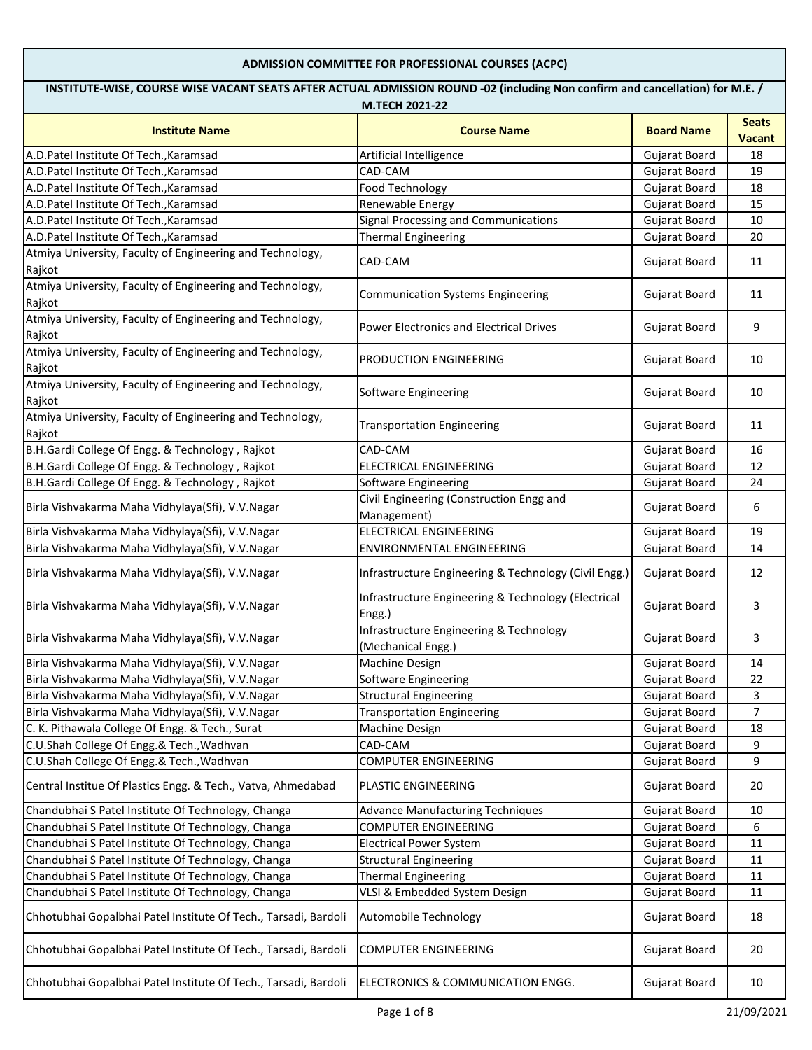## ADMISSION COMMITTEE FOR PROFESSIONAL COURSES (ACPC)

### INSTITUTE-WISE, COURSE WISE VACANT SEATS AFTER ACTUAL ADMISSION ROUND -02 (including Non confirm and cancellation) for M.E. / M.TECH 2021-22

| Institute Name | Course Name | Board Name | Seats Vacant |
|---|---|---|---|
| A.D.Patel Institute Of Tech.,Karamsad | Artificial Intelligence | Gujarat Board | 18 |
| A.D.Patel Institute Of Tech.,Karamsad | CAD-CAM | Gujarat Board | 19 |
| A.D.Patel Institute Of Tech.,Karamsad | Food Technology | Gujarat Board | 18 |
| A.D.Patel Institute Of Tech.,Karamsad | Renewable Energy | Gujarat Board | 15 |
| A.D.Patel Institute Of Tech.,Karamsad | Signal Processing and Communications | Gujarat Board | 10 |
| A.D.Patel Institute Of Tech.,Karamsad | Thermal Engineering | Gujarat Board | 20 |
| Atmiya University, Faculty of Engineering and Technology, Rajkot | CAD-CAM | Gujarat Board | 11 |
| Atmiya University, Faculty of Engineering and Technology, Rajkot | Communication Systems Engineering | Gujarat Board | 11 |
| Atmiya University, Faculty of Engineering and Technology, Rajkot | Power Electronics and Electrical Drives | Gujarat Board | 9 |
| Atmiya University, Faculty of Engineering and Technology, Rajkot | PRODUCTION ENGINEERING | Gujarat Board | 10 |
| Atmiya University, Faculty of Engineering and Technology, Rajkot | Software Engineering | Gujarat Board | 10 |
| Atmiya University, Faculty of Engineering and Technology, Rajkot | Transportation Engineering | Gujarat Board | 11 |
| B.H.Gardi College Of Engg. & Technology , Rajkot | CAD-CAM | Gujarat Board | 16 |
| B.H.Gardi College Of Engg. & Technology , Rajkot | ELECTRICAL ENGINEERING | Gujarat Board | 12 |
| B.H.Gardi College Of Engg. & Technology , Rajkot | Software Engineering | Gujarat Board | 24 |
| Birla Vishvakarma Maha Vidhylaya(Sfi), V.V.Nagar | Civil Engineering (Construction Engg and Management) | Gujarat Board | 6 |
| Birla Vishvakarma Maha Vidhylaya(Sfi), V.V.Nagar | ELECTRICAL ENGINEERING | Gujarat Board | 19 |
| Birla Vishvakarma Maha Vidhylaya(Sfi), V.V.Nagar | ENVIRONMENTAL ENGINEERING | Gujarat Board | 14 |
| Birla Vishvakarma Maha Vidhylaya(Sfi), V.V.Nagar | Infrastructure Engineering & Technology (Civil Engg.) | Gujarat Board | 12 |
| Birla Vishvakarma Maha Vidhylaya(Sfi), V.V.Nagar | Infrastructure Engineering & Technology (Electrical Engg.) | Gujarat Board | 3 |
| Birla Vishvakarma Maha Vidhylaya(Sfi), V.V.Nagar | Infrastructure Engineering & Technology (Mechanical Engg.) | Gujarat Board | 3 |
| Birla Vishvakarma Maha Vidhylaya(Sfi), V.V.Nagar | Machine Design | Gujarat Board | 14 |
| Birla Vishvakarma Maha Vidhylaya(Sfi), V.V.Nagar | Software Engineering | Gujarat Board | 22 |
| Birla Vishvakarma Maha Vidhylaya(Sfi), V.V.Nagar | Structural Engineering | Gujarat Board | 3 |
| Birla Vishvakarma Maha Vidhylaya(Sfi), V.V.Nagar | Transportation Engineering | Gujarat Board | 7 |
| C. K. Pithawala College Of Engg. & Tech., Surat | Machine Design | Gujarat Board | 18 |
| C.U.Shah College Of Engg.& Tech.,Wadhvan | CAD-CAM | Gujarat Board | 9 |
| C.U.Shah College Of Engg.& Tech.,Wadhvan | COMPUTER ENGINEERING | Gujarat Board | 9 |
| Central Institue Of Plastics Engg. & Tech., Vatva, Ahmedabad | PLASTIC ENGINEERING | Gujarat Board | 20 |
| Chandubhai S Patel Institute Of Technology, Changa | Advance Manufacturing Techniques | Gujarat Board | 10 |
| Chandubhai S Patel Institute Of Technology, Changa | COMPUTER ENGINEERING | Gujarat Board | 6 |
| Chandubhai S Patel Institute Of Technology, Changa | Electrical Power System | Gujarat Board | 11 |
| Chandubhai S Patel Institute Of Technology, Changa | Structural Engineering | Gujarat Board | 11 |
| Chandubhai S Patel Institute Of Technology, Changa | Thermal Engineering | Gujarat Board | 11 |
| Chandubhai S Patel Institute Of Technology, Changa | VLSI & Embedded System Design | Gujarat Board | 11 |
| Chhotubhai Gopalbhai Patel Institute Of Tech., Tarsadi, Bardoli | Automobile Technology | Gujarat Board | 18 |
| Chhotubhai Gopalbhai Patel Institute Of Tech., Tarsadi, Bardoli | COMPUTER ENGINEERING | Gujarat Board | 20 |
| Chhotubhai Gopalbhai Patel Institute Of Tech., Tarsadi, Bardoli | ELECTRONICS & COMMUNICATION ENGG. | Gujarat Board | 10 |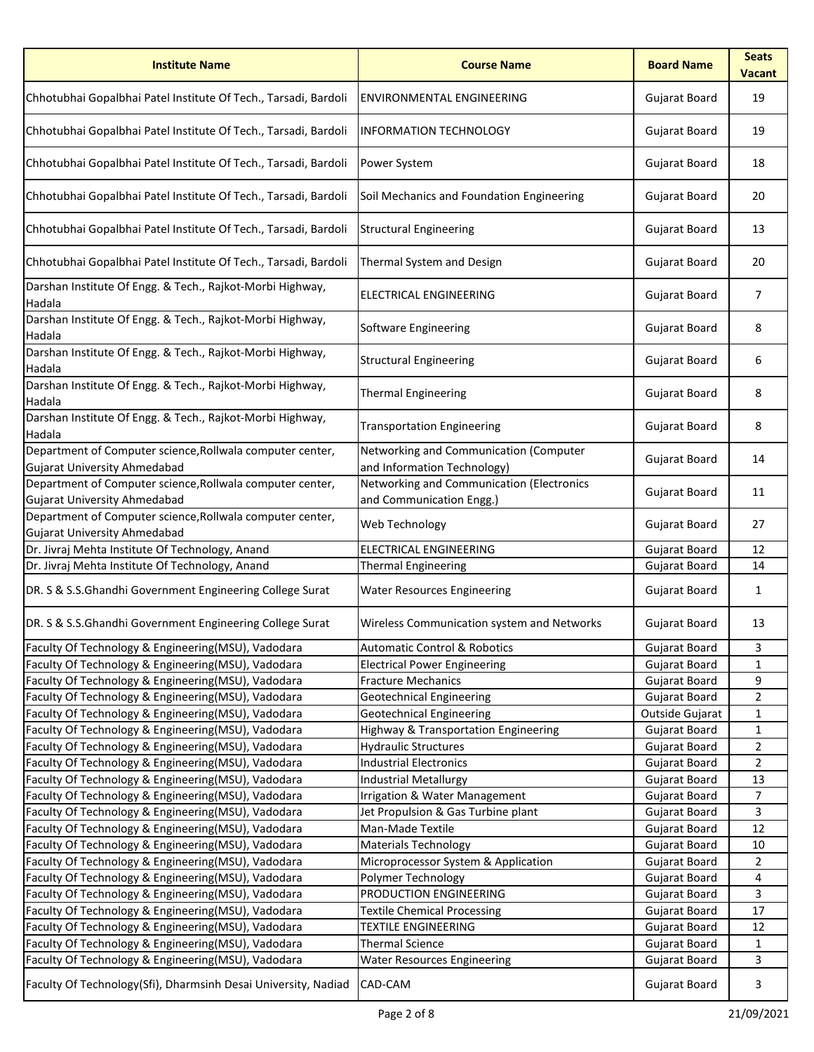| Institute Name | Course Name | Board Name | Seats Vacant |
|---|---|---|---|
| Chhotubhai Gopalbhai Patel Institute Of Tech., Tarsadi, Bardoli | ENVIRONMENTAL ENGINEERING | Gujarat Board | 19 |
| Chhotubhai Gopalbhai Patel Institute Of Tech., Tarsadi, Bardoli | INFORMATION TECHNOLOGY | Gujarat Board | 19 |
| Chhotubhai Gopalbhai Patel Institute Of Tech., Tarsadi, Bardoli | Power System | Gujarat Board | 18 |
| Chhotubhai Gopalbhai Patel Institute Of Tech., Tarsadi, Bardoli | Soil Mechanics and Foundation Engineering | Gujarat Board | 20 |
| Chhotubhai Gopalbhai Patel Institute Of Tech., Tarsadi, Bardoli | Structural Engineering | Gujarat Board | 13 |
| Chhotubhai Gopalbhai Patel Institute Of Tech., Tarsadi, Bardoli | Thermal System and Design | Gujarat Board | 20 |
| Darshan Institute Of Engg. & Tech., Rajkot-Morbi Highway, Hadala | ELECTRICAL ENGINEERING | Gujarat Board | 7 |
| Darshan Institute Of Engg. & Tech., Rajkot-Morbi Highway, Hadala | Software Engineering | Gujarat Board | 8 |
| Darshan Institute Of Engg. & Tech., Rajkot-Morbi Highway, Hadala | Structural Engineering | Gujarat Board | 6 |
| Darshan Institute Of Engg. & Tech., Rajkot-Morbi Highway, Hadala | Thermal Engineering | Gujarat Board | 8 |
| Darshan Institute Of Engg. & Tech., Rajkot-Morbi Highway, Hadala | Transportation Engineering | Gujarat Board | 8 |
| Department of Computer science,Rollwala computer center, Gujarat University Ahmedabad | Networking and Communication (Computer and Information Technology) | Gujarat Board | 14 |
| Department of Computer science,Rollwala computer center, Gujarat University Ahmedabad | Networking and Communication (Electronics and Communication Engg.) | Gujarat Board | 11 |
| Department of Computer science,Rollwala computer center, Gujarat University Ahmedabad | Web Technology | Gujarat Board | 27 |
| Dr. Jivraj Mehta Institute Of Technology, Anand | ELECTRICAL ENGINEERING | Gujarat Board | 12 |
| Dr. Jivraj Mehta Institute Of Technology, Anand | Thermal Engineering | Gujarat Board | 14 |
| DR. S & S.S.Ghandhi Government Engineering College Surat | Water Resources Engineering | Gujarat Board | 1 |
| DR. S & S.S.Ghandhi Government Engineering College Surat | Wireless Communication system and Networks | Gujarat Board | 13 |
| Faculty Of Technology & Engineering(MSU), Vadodara | Automatic Control & Robotics | Gujarat Board | 3 |
| Faculty Of Technology & Engineering(MSU), Vadodara | Electrical Power Engineering | Gujarat Board | 1 |
| Faculty Of Technology & Engineering(MSU), Vadodara | Fracture Mechanics | Gujarat Board | 9 |
| Faculty Of Technology & Engineering(MSU), Vadodara | Geotechnical Engineering | Gujarat Board | 2 |
| Faculty Of Technology & Engineering(MSU), Vadodara | Geotechnical Engineering | Outside Gujarat | 1 |
| Faculty Of Technology & Engineering(MSU), Vadodara | Highway & Transportation Engineering | Gujarat Board | 1 |
| Faculty Of Technology & Engineering(MSU), Vadodara | Hydraulic Structures | Gujarat Board | 2 |
| Faculty Of Technology & Engineering(MSU), Vadodara | Industrial Electronics | Gujarat Board | 2 |
| Faculty Of Technology & Engineering(MSU), Vadodara | Industrial Metallurgy | Gujarat Board | 13 |
| Faculty Of Technology & Engineering(MSU), Vadodara | Irrigation & Water Management | Gujarat Board | 7 |
| Faculty Of Technology & Engineering(MSU), Vadodara | Jet Propulsion & Gas Turbine plant | Gujarat Board | 3 |
| Faculty Of Technology & Engineering(MSU), Vadodara | Man-Made Textile | Gujarat Board | 12 |
| Faculty Of Technology & Engineering(MSU), Vadodara | Materials Technology | Gujarat Board | 10 |
| Faculty Of Technology & Engineering(MSU), Vadodara | Microprocessor System & Application | Gujarat Board | 2 |
| Faculty Of Technology & Engineering(MSU), Vadodara | Polymer Technology | Gujarat Board | 4 |
| Faculty Of Technology & Engineering(MSU), Vadodara | PRODUCTION ENGINEERING | Gujarat Board | 3 |
| Faculty Of Technology & Engineering(MSU), Vadodara | Textile Chemical Processing | Gujarat Board | 17 |
| Faculty Of Technology & Engineering(MSU), Vadodara | TEXTILE ENGINEERING | Gujarat Board | 12 |
| Faculty Of Technology & Engineering(MSU), Vadodara | Thermal Science | Gujarat Board | 1 |
| Faculty Of Technology & Engineering(MSU), Vadodara | Water Resources Engineering | Gujarat Board | 3 |
| Faculty Of Technology(Sfi), Dharmsinh Desai University, Nadiad | CAD-CAM | Gujarat Board | 3 |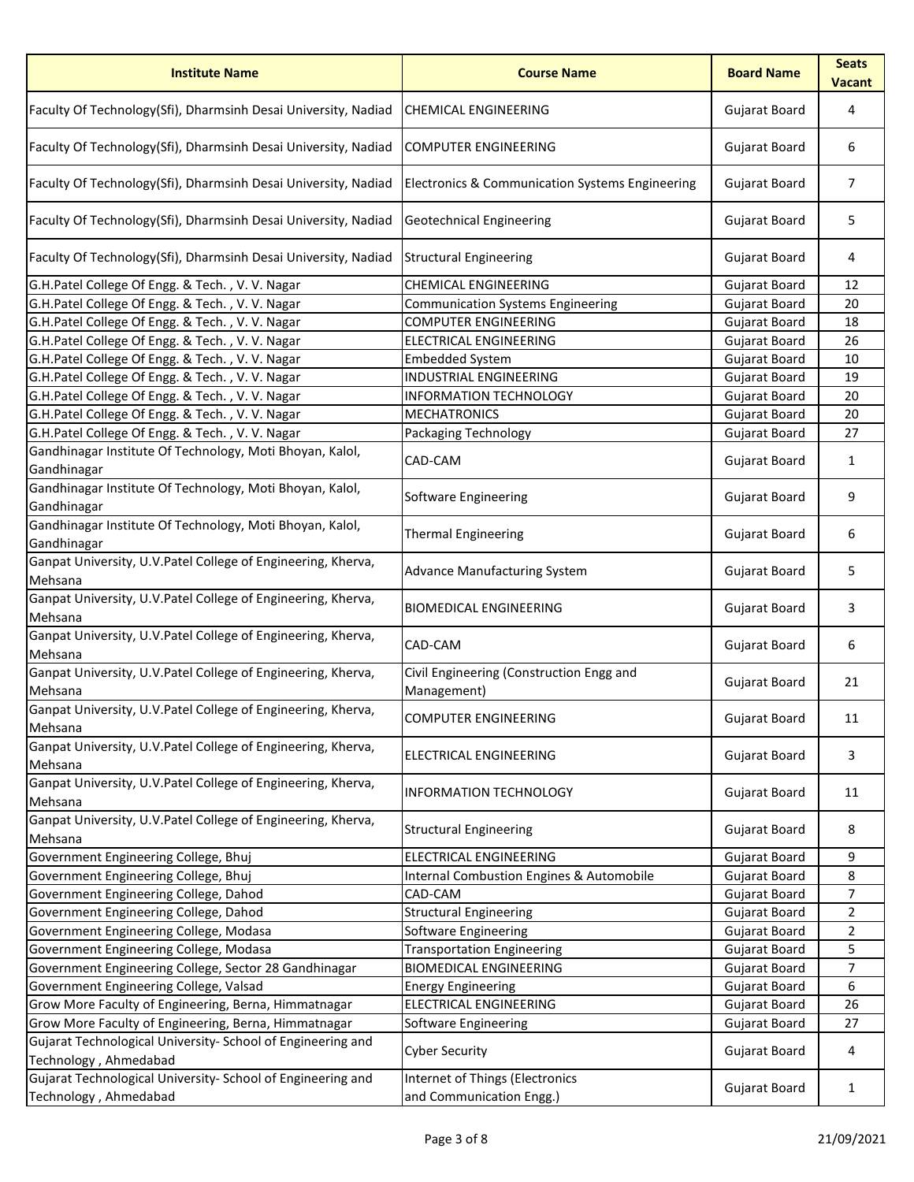| Institute Name | Course Name | Board Name | Seats Vacant |
|---|---|---|---|
| Faculty Of Technology(Sfi), Dharmsinh Desai University, Nadiad | CHEMICAL ENGINEERING | Gujarat Board | 4 |
| Faculty Of Technology(Sfi), Dharmsinh Desai University, Nadiad | COMPUTER ENGINEERING | Gujarat Board | 6 |
| Faculty Of Technology(Sfi), Dharmsinh Desai University, Nadiad | Electronics & Communication Systems Engineering | Gujarat Board | 7 |
| Faculty Of Technology(Sfi), Dharmsinh Desai University, Nadiad | Geotechnical Engineering | Gujarat Board | 5 |
| Faculty Of Technology(Sfi), Dharmsinh Desai University, Nadiad | Structural Engineering | Gujarat Board | 4 |
| G.H.Patel College Of Engg. & Tech. , V. V. Nagar | CHEMICAL ENGINEERING | Gujarat Board | 12 |
| G.H.Patel College Of Engg. & Tech. , V. V. Nagar | Communication Systems Engineering | Gujarat Board | 20 |
| G.H.Patel College Of Engg. & Tech. , V. V. Nagar | COMPUTER ENGINEERING | Gujarat Board | 18 |
| G.H.Patel College Of Engg. & Tech. , V. V. Nagar | ELECTRICAL ENGINEERING | Gujarat Board | 26 |
| G.H.Patel College Of Engg. & Tech. , V. V. Nagar | Embedded System | Gujarat Board | 10 |
| G.H.Patel College Of Engg. & Tech. , V. V. Nagar | INDUSTRIAL ENGINEERING | Gujarat Board | 19 |
| G.H.Patel College Of Engg. & Tech. , V. V. Nagar | INFORMATION TECHNOLOGY | Gujarat Board | 20 |
| G.H.Patel College Of Engg. & Tech. , V. V. Nagar | MECHATRONICS | Gujarat Board | 20 |
| G.H.Patel College Of Engg. & Tech. , V. V. Nagar | Packaging Technology | Gujarat Board | 27 |
| Gandhinagar Institute Of Technology, Moti Bhoyan, Kalol, Gandhinagar | CAD-CAM | Gujarat Board | 1 |
| Gandhinagar Institute Of Technology, Moti Bhoyan, Kalol, Gandhinagar | Software Engineering | Gujarat Board | 9 |
| Gandhinagar Institute Of Technology, Moti Bhoyan, Kalol, Gandhinagar | Thermal Engineering | Gujarat Board | 6 |
| Ganpat University, U.V.Patel College of Engineering, Kherva, Mehsana | Advance Manufacturing System | Gujarat Board | 5 |
| Ganpat University, U.V.Patel College of Engineering, Kherva, Mehsana | BIOMEDICAL ENGINEERING | Gujarat Board | 3 |
| Ganpat University, U.V.Patel College of Engineering, Kherva, Mehsana | CAD-CAM | Gujarat Board | 6 |
| Ganpat University, U.V.Patel College of Engineering, Kherva, Mehsana | Civil Engineering (Construction Engg and Management) | Gujarat Board | 21 |
| Ganpat University, U.V.Patel College of Engineering, Kherva, Mehsana | COMPUTER ENGINEERING | Gujarat Board | 11 |
| Ganpat University, U.V.Patel College of Engineering, Kherva, Mehsana | ELECTRICAL ENGINEERING | Gujarat Board | 3 |
| Ganpat University, U.V.Patel College of Engineering, Kherva, Mehsana | INFORMATION TECHNOLOGY | Gujarat Board | 11 |
| Ganpat University, U.V.Patel College of Engineering, Kherva, Mehsana | Structural Engineering | Gujarat Board | 8 |
| Government Engineering College, Bhuj | ELECTRICAL ENGINEERING | Gujarat Board | 9 |
| Government Engineering College, Bhuj | Internal Combustion Engines & Automobile | Gujarat Board | 8 |
| Government Engineering College, Dahod | CAD-CAM | Gujarat Board | 7 |
| Government Engineering College, Dahod | Structural Engineering | Gujarat Board | 2 |
| Government Engineering College, Modasa | Software Engineering | Gujarat Board | 2 |
| Government Engineering College, Modasa | Transportation Engineering | Gujarat Board | 5 |
| Government Engineering College, Sector 28 Gandhinagar | BIOMEDICAL ENGINEERING | Gujarat Board | 7 |
| Government Engineering College, Valsad | Energy Engineering | Gujarat Board | 6 |
| Grow More Faculty of Engineering, Berna, Himmatnagar | ELECTRICAL ENGINEERING | Gujarat Board | 26 |
| Grow More Faculty of Engineering, Berna, Himmatnagar | Software Engineering | Gujarat Board | 27 |
| Gujarat Technological University- School of Engineering and Technology , Ahmedabad | Cyber Security | Gujarat Board | 4 |
| Gujarat Technological University- School of Engineering and Technology , Ahmedabad | Internet of Things (Electronics and Communication Engg.) | Gujarat Board | 1 |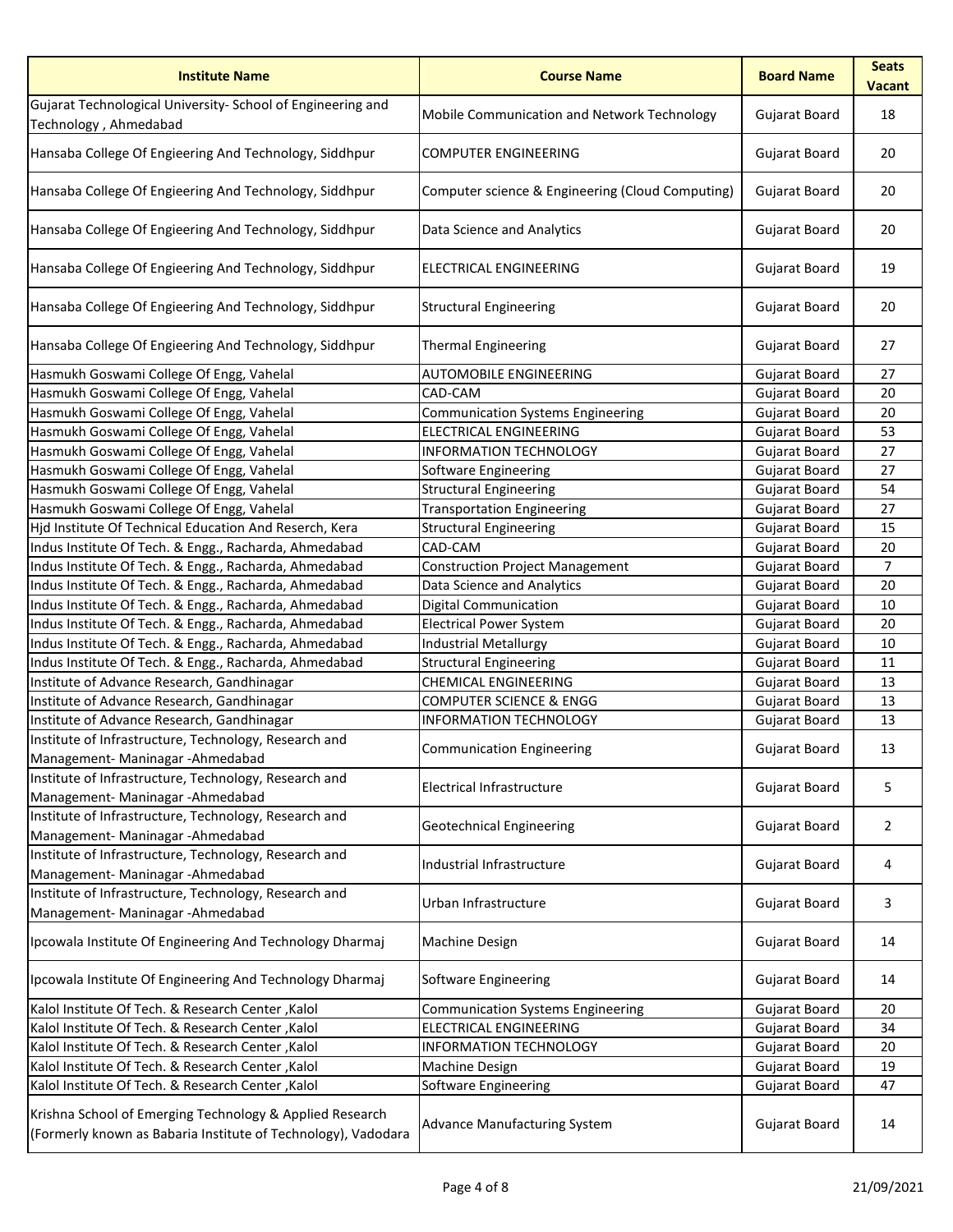| Institute Name | Course Name | Board Name | Seats Vacant |
|---|---|---|---|
| Gujarat Technological University- School of Engineering and Technology , Ahmedabad | Mobile Communication and Network Technology | Gujarat Board | 18 |
| Hansaba College Of Engieering And Technology, Siddhpur | COMPUTER ENGINEERING | Gujarat Board | 20 |
| Hansaba College Of Engieering And Technology, Siddhpur | Computer science & Engineering (Cloud Computing) | Gujarat Board | 20 |
| Hansaba College Of Engieering And Technology, Siddhpur | Data Science and Analytics | Gujarat Board | 20 |
| Hansaba College Of Engieering And Technology, Siddhpur | ELECTRICAL ENGINEERING | Gujarat Board | 19 |
| Hansaba College Of Engieering And Technology, Siddhpur | Structural Engineering | Gujarat Board | 20 |
| Hansaba College Of Engieering And Technology, Siddhpur | Thermal Engineering | Gujarat Board | 27 |
| Hasmukh Goswami College Of Engg, Vahelal | AUTOMOBILE ENGINEERING | Gujarat Board | 27 |
| Hasmukh Goswami College Of Engg, Vahelal | CAD-CAM | Gujarat Board | 20 |
| Hasmukh Goswami College Of Engg, Vahelal | Communication Systems Engineering | Gujarat Board | 20 |
| Hasmukh Goswami College Of Engg, Vahelal | ELECTRICAL ENGINEERING | Gujarat Board | 53 |
| Hasmukh Goswami College Of Engg, Vahelal | INFORMATION TECHNOLOGY | Gujarat Board | 27 |
| Hasmukh Goswami College Of Engg, Vahelal | Software Engineering | Gujarat Board | 27 |
| Hasmukh Goswami College Of Engg, Vahelal | Structural Engineering | Gujarat Board | 54 |
| Hasmukh Goswami College Of Engg, Vahelal | Transportation Engineering | Gujarat Board | 27 |
| Hjd Institute Of Technical Education And Reserch, Kera | Structural Engineering | Gujarat Board | 15 |
| Indus Institute Of Tech. & Engg., Racharda, Ahmedabad | CAD-CAM | Gujarat Board | 20 |
| Indus Institute Of Tech. & Engg., Racharda, Ahmedabad | Construction Project Management | Gujarat Board | 7 |
| Indus Institute Of Tech. & Engg., Racharda, Ahmedabad | Data Science and Analytics | Gujarat Board | 20 |
| Indus Institute Of Tech. & Engg., Racharda, Ahmedabad | Digital Communication | Gujarat Board | 10 |
| Indus Institute Of Tech. & Engg., Racharda, Ahmedabad | Electrical Power System | Gujarat Board | 20 |
| Indus Institute Of Tech. & Engg., Racharda, Ahmedabad | Industrial Metallurgy | Gujarat Board | 10 |
| Indus Institute Of Tech. & Engg., Racharda, Ahmedabad | Structural Engineering | Gujarat Board | 11 |
| Institute of Advance Research, Gandhinagar | CHEMICAL ENGINEERING | Gujarat Board | 13 |
| Institute of Advance Research, Gandhinagar | COMPUTER SCIENCE & ENGG | Gujarat Board | 13 |
| Institute of Advance Research, Gandhinagar | INFORMATION TECHNOLOGY | Gujarat Board | 13 |
| Institute of Infrastructure, Technology, Research and Management- Maninagar -Ahmedabad | Communication Engineering | Gujarat Board | 13 |
| Institute of Infrastructure, Technology, Research and Management- Maninagar -Ahmedabad | Electrical Infrastructure | Gujarat Board | 5 |
| Institute of Infrastructure, Technology, Research and Management- Maninagar -Ahmedabad | Geotechnical Engineering | Gujarat Board | 2 |
| Institute of Infrastructure, Technology, Research and Management- Maninagar -Ahmedabad | Industrial Infrastructure | Gujarat Board | 4 |
| Institute of Infrastructure, Technology, Research and Management- Maninagar -Ahmedabad | Urban Infrastructure | Gujarat Board | 3 |
| Ipcowala Institute Of Engineering And Technology Dharmaj | Machine Design | Gujarat Board | 14 |
| Ipcowala Institute Of Engineering And Technology Dharmaj | Software Engineering | Gujarat Board | 14 |
| Kalol Institute Of Tech. & Research Center ,Kalol | Communication Systems Engineering | Gujarat Board | 20 |
| Kalol Institute Of Tech. & Research Center ,Kalol | ELECTRICAL ENGINEERING | Gujarat Board | 34 |
| Kalol Institute Of Tech. & Research Center ,Kalol | INFORMATION TECHNOLOGY | Gujarat Board | 20 |
| Kalol Institute Of Tech. & Research Center ,Kalol | Machine Design | Gujarat Board | 19 |
| Kalol Institute Of Tech. & Research Center ,Kalol | Software Engineering | Gujarat Board | 47 |
| Krishna School of Emerging Technology & Applied Research (Formerly known as Babaria Institute of Technology), Vadodara | Advance Manufacturing System | Gujarat Board | 14 |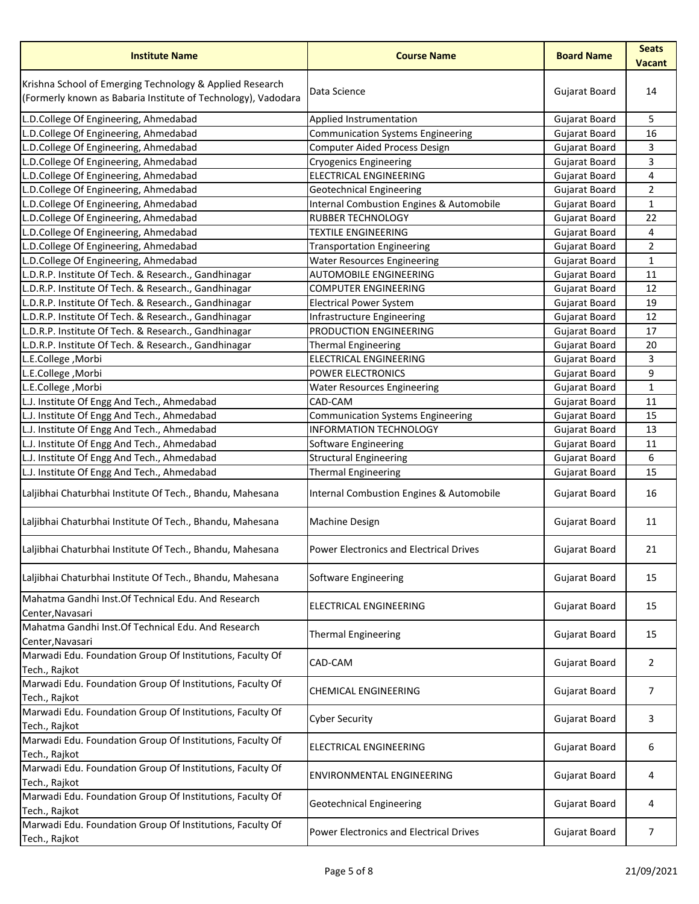| Institute Name | Course Name | Board Name | Seats Vacant |
|---|---|---|---|
| Krishna School of Emerging Technology & Applied Research (Formerly known as Babaria Institute of Technology), Vadodara | Data Science | Gujarat Board | 14 |
| L.D.College Of Engineering, Ahmedabad | Applied Instrumentation | Gujarat Board | 5 |
| L.D.College Of Engineering, Ahmedabad | Communication Systems Engineering | Gujarat Board | 16 |
| L.D.College Of Engineering, Ahmedabad | Computer Aided Process Design | Gujarat Board | 3 |
| L.D.College Of Engineering, Ahmedabad | Cryogenics Engineering | Gujarat Board | 3 |
| L.D.College Of Engineering, Ahmedabad | ELECTRICAL ENGINEERING | Gujarat Board | 4 |
| L.D.College Of Engineering, Ahmedabad | Geotechnical Engineering | Gujarat Board | 2 |
| L.D.College Of Engineering, Ahmedabad | Internal Combustion Engines & Automobile | Gujarat Board | 1 |
| L.D.College Of Engineering, Ahmedabad | RUBBER TECHNOLOGY | Gujarat Board | 22 |
| L.D.College Of Engineering, Ahmedabad | TEXTILE ENGINEERING | Gujarat Board | 4 |
| L.D.College Of Engineering, Ahmedabad | Transportation Engineering | Gujarat Board | 2 |
| L.D.College Of Engineering, Ahmedabad | Water Resources Engineering | Gujarat Board | 1 |
| L.D.R.P. Institute Of Tech. & Research., Gandhinagar | AUTOMOBILE ENGINEERING | Gujarat Board | 11 |
| L.D.R.P. Institute Of Tech. & Research., Gandhinagar | COMPUTER ENGINEERING | Gujarat Board | 12 |
| L.D.R.P. Institute Of Tech. & Research., Gandhinagar | Electrical Power System | Gujarat Board | 19 |
| L.D.R.P. Institute Of Tech. & Research., Gandhinagar | Infrastructure Engineering | Gujarat Board | 12 |
| L.D.R.P. Institute Of Tech. & Research., Gandhinagar | PRODUCTION ENGINEERING | Gujarat Board | 17 |
| L.D.R.P. Institute Of Tech. & Research., Gandhinagar | Thermal Engineering | Gujarat Board | 20 |
| L.E.College ,Morbi | ELECTRICAL ENGINEERING | Gujarat Board | 3 |
| L.E.College ,Morbi | POWER ELECTRONICS | Gujarat Board | 9 |
| L.E.College ,Morbi | Water Resources Engineering | Gujarat Board | 1 |
| L.J. Institute Of Engg And Tech., Ahmedabad | CAD-CAM | Gujarat Board | 11 |
| L.J. Institute Of Engg And Tech., Ahmedabad | Communication Systems Engineering | Gujarat Board | 15 |
| L.J. Institute Of Engg And Tech., Ahmedabad | INFORMATION TECHNOLOGY | Gujarat Board | 13 |
| L.J. Institute Of Engg And Tech., Ahmedabad | Software Engineering | Gujarat Board | 11 |
| L.J. Institute Of Engg And Tech., Ahmedabad | Structural Engineering | Gujarat Board | 6 |
| L.J. Institute Of Engg And Tech., Ahmedabad | Thermal Engineering | Gujarat Board | 15 |
| Laljibhai Chaturbhai Institute Of Tech., Bhandu, Mahesana | Internal Combustion Engines & Automobile | Gujarat Board | 16 |
| Laljibhai Chaturbhai Institute Of Tech., Bhandu, Mahesana | Machine Design | Gujarat Board | 11 |
| Laljibhai Chaturbhai Institute Of Tech., Bhandu, Mahesana | Power Electronics and Electrical Drives | Gujarat Board | 21 |
| Laljibhai Chaturbhai Institute Of Tech., Bhandu, Mahesana | Software Engineering | Gujarat Board | 15 |
| Mahatma Gandhi Inst.Of Technical Edu. And Research Center,Navasari | ELECTRICAL ENGINEERING | Gujarat Board | 15 |
| Mahatma Gandhi Inst.Of Technical Edu. And Research Center,Navasari | Thermal Engineering | Gujarat Board | 15 |
| Marwadi Edu. Foundation Group Of Institutions, Faculty Of Tech., Rajkot | CAD-CAM | Gujarat Board | 2 |
| Marwadi Edu. Foundation Group Of Institutions, Faculty Of Tech., Rajkot | CHEMICAL ENGINEERING | Gujarat Board | 7 |
| Marwadi Edu. Foundation Group Of Institutions, Faculty Of Tech., Rajkot | Cyber Security | Gujarat Board | 3 |
| Marwadi Edu. Foundation Group Of Institutions, Faculty Of Tech., Rajkot | ELECTRICAL ENGINEERING | Gujarat Board | 6 |
| Marwadi Edu. Foundation Group Of Institutions, Faculty Of Tech., Rajkot | ENVIRONMENTAL ENGINEERING | Gujarat Board | 4 |
| Marwadi Edu. Foundation Group Of Institutions, Faculty Of Tech., Rajkot | Geotechnical Engineering | Gujarat Board | 4 |
| Marwadi Edu. Foundation Group Of Institutions, Faculty Of Tech., Rajkot | Power Electronics and Electrical Drives | Gujarat Board | 7 |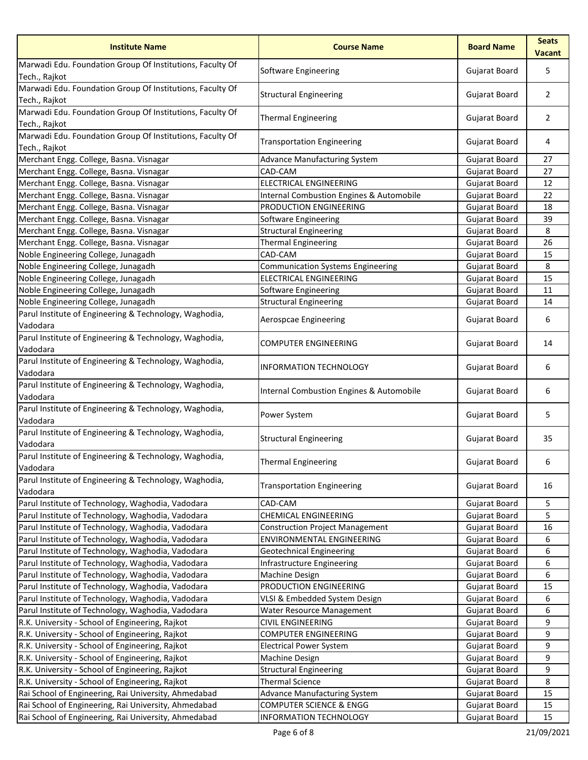| Institute Name | Course Name | Board Name | Seats Vacant |
|---|---|---|---|
| Marwadi Edu. Foundation Group Of Institutions, Faculty Of Tech., Rajkot | Software Engineering | Gujarat Board | 5 |
| Marwadi Edu. Foundation Group Of Institutions, Faculty Of Tech., Rajkot | Structural Engineering | Gujarat Board | 2 |
| Marwadi Edu. Foundation Group Of Institutions, Faculty Of Tech., Rajkot | Thermal Engineering | Gujarat Board | 2 |
| Marwadi Edu. Foundation Group Of Institutions, Faculty Of Tech., Rajkot | Transportation Engineering | Gujarat Board | 4 |
| Merchant Engg. College, Basna. Visnagar | Advance Manufacturing System | Gujarat Board | 27 |
| Merchant Engg. College, Basna. Visnagar | CAD-CAM | Gujarat Board | 27 |
| Merchant Engg. College, Basna. Visnagar | ELECTRICAL ENGINEERING | Gujarat Board | 12 |
| Merchant Engg. College, Basna. Visnagar | Internal Combustion Engines & Automobile | Gujarat Board | 22 |
| Merchant Engg. College, Basna. Visnagar | PRODUCTION ENGINEERING | Gujarat Board | 18 |
| Merchant Engg. College, Basna. Visnagar | Software Engineering | Gujarat Board | 39 |
| Merchant Engg. College, Basna. Visnagar | Structural Engineering | Gujarat Board | 8 |
| Merchant Engg. College, Basna. Visnagar | Thermal Engineering | Gujarat Board | 26 |
| Noble Engineering College, Junagadh | CAD-CAM | Gujarat Board | 15 |
| Noble Engineering College, Junagadh | Communication Systems Engineering | Gujarat Board | 8 |
| Noble Engineering College, Junagadh | ELECTRICAL ENGINEERING | Gujarat Board | 15 |
| Noble Engineering College, Junagadh | Software Engineering | Gujarat Board | 11 |
| Noble Engineering College, Junagadh | Structural Engineering | Gujarat Board | 14 |
| Parul Institute of Engineering & Technology, Waghodia, Vadodara | Aerospcae Engineering | Gujarat Board | 6 |
| Parul Institute of Engineering & Technology, Waghodia, Vadodara | COMPUTER ENGINEERING | Gujarat Board | 14 |
| Parul Institute of Engineering & Technology, Waghodia, Vadodara | INFORMATION TECHNOLOGY | Gujarat Board | 6 |
| Parul Institute of Engineering & Technology, Waghodia, Vadodara | Internal Combustion Engines & Automobile | Gujarat Board | 6 |
| Parul Institute of Engineering & Technology, Waghodia, Vadodara | Power System | Gujarat Board | 5 |
| Parul Institute of Engineering & Technology, Waghodia, Vadodara | Structural Engineering | Gujarat Board | 35 |
| Parul Institute of Engineering & Technology, Waghodia, Vadodara | Thermal Engineering | Gujarat Board | 6 |
| Parul Institute of Engineering & Technology, Waghodia, Vadodara | Transportation Engineering | Gujarat Board | 16 |
| Parul Institute of Technology, Waghodia, Vadodara | CAD-CAM | Gujarat Board | 5 |
| Parul Institute of Technology, Waghodia, Vadodara | CHEMICAL ENGINEERING | Gujarat Board | 5 |
| Parul Institute of Technology, Waghodia, Vadodara | Construction Project Management | Gujarat Board | 16 |
| Parul Institute of Technology, Waghodia, Vadodara | ENVIRONMENTAL ENGINEERING | Gujarat Board | 6 |
| Parul Institute of Technology, Waghodia, Vadodara | Geotechnical Engineering | Gujarat Board | 6 |
| Parul Institute of Technology, Waghodia, Vadodara | Infrastructure Engineering | Gujarat Board | 6 |
| Parul Institute of Technology, Waghodia, Vadodara | Machine Design | Gujarat Board | 6 |
| Parul Institute of Technology, Waghodia, Vadodara | PRODUCTION ENGINEERING | Gujarat Board | 15 |
| Parul Institute of Technology, Waghodia, Vadodara | VLSI & Embedded System Design | Gujarat Board | 6 |
| Parul Institute of Technology, Waghodia, Vadodara | Water Resource Management | Gujarat Board | 6 |
| R.K. University - School of Engineering, Rajkot | CIVIL ENGINEERING | Gujarat Board | 9 |
| R.K. University - School of Engineering, Rajkot | COMPUTER ENGINEERING | Gujarat Board | 9 |
| R.K. University - School of Engineering, Rajkot | Electrical Power System | Gujarat Board | 9 |
| R.K. University - School of Engineering, Rajkot | Machine Design | Gujarat Board | 9 |
| R.K. University - School of Engineering, Rajkot | Structural Engineering | Gujarat Board | 9 |
| R.K. University - School of Engineering, Rajkot | Thermal Science | Gujarat Board | 8 |
| Rai School of Engineering, Rai University, Ahmedabad | Advance Manufacturing System | Gujarat Board | 15 |
| Rai School of Engineering, Rai University, Ahmedabad | COMPUTER SCIENCE & ENGG | Gujarat Board | 15 |
| Rai School of Engineering, Rai University, Ahmedabad | INFORMATION TECHNOLOGY | Gujarat Board | 15 |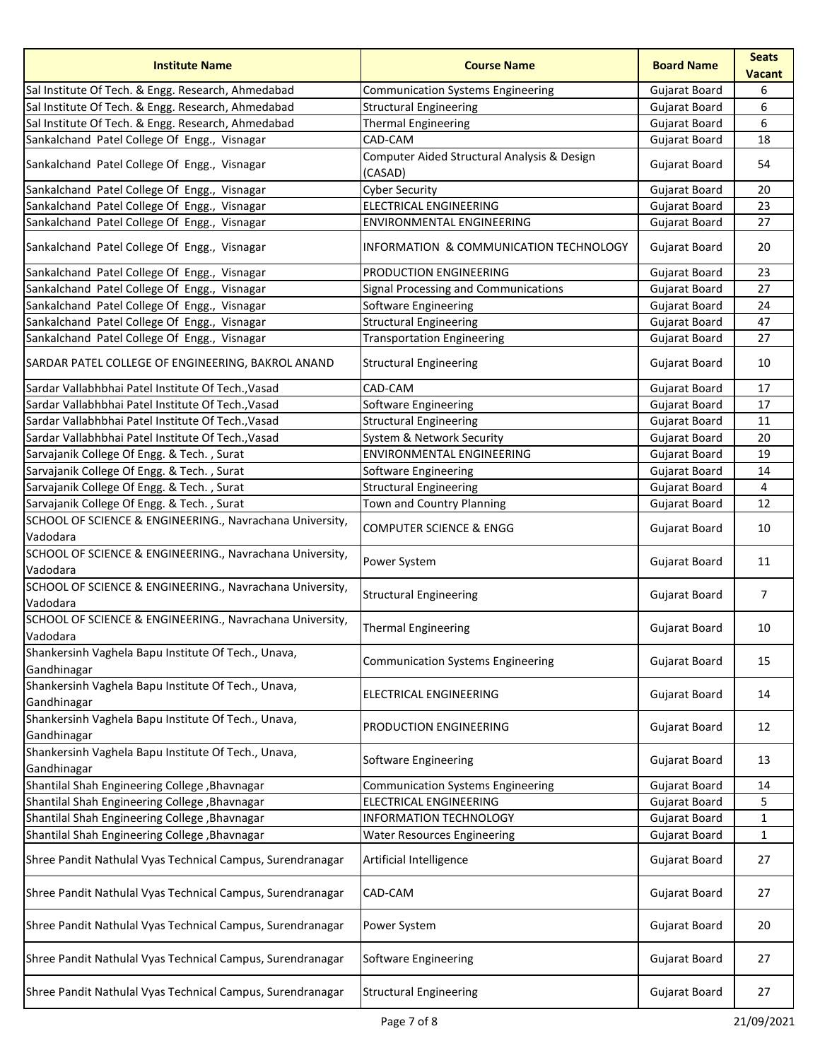| Institute Name | Course Name | Board Name | Seats Vacant |
|---|---|---|---|
| Sal Institute Of Tech. & Engg. Research, Ahmedabad | Communication Systems Engineering | Gujarat Board | 6 |
| Sal Institute Of Tech. & Engg. Research, Ahmedabad | Structural Engineering | Gujarat Board | 6 |
| Sal Institute Of Tech. & Engg. Research, Ahmedabad | Thermal Engineering | Gujarat Board | 6 |
| Sankalchand Patel College Of Engg., Visnagar | CAD-CAM | Gujarat Board | 18 |
| Sankalchand Patel College Of Engg., Visnagar | Computer Aided Structural Analysis & Design (CASAD) | Gujarat Board | 54 |
| Sankalchand Patel College Of Engg., Visnagar | Cyber Security | Gujarat Board | 20 |
| Sankalchand Patel College Of Engg., Visnagar | ELECTRICAL ENGINEERING | Gujarat Board | 23 |
| Sankalchand Patel College Of Engg., Visnagar | ENVIRONMENTAL ENGINEERING | Gujarat Board | 27 |
| Sankalchand Patel College Of Engg., Visnagar | INFORMATION & COMMUNICATION TECHNOLOGY | Gujarat Board | 20 |
| Sankalchand Patel College Of Engg., Visnagar | PRODUCTION ENGINEERING | Gujarat Board | 23 |
| Sankalchand Patel College Of Engg., Visnagar | Signal Processing and Communications | Gujarat Board | 27 |
| Sankalchand Patel College Of Engg., Visnagar | Software Engineering | Gujarat Board | 24 |
| Sankalchand Patel College Of Engg., Visnagar | Structural Engineering | Gujarat Board | 47 |
| Sankalchand Patel College Of Engg., Visnagar | Transportation Engineering | Gujarat Board | 27 |
| SARDAR PATEL COLLEGE OF ENGINEERING, BAKROL ANAND | Structural Engineering | Gujarat Board | 10 |
| Sardar Vallabhbhai Patel Institute Of Tech.,Vasad | CAD-CAM | Gujarat Board | 17 |
| Sardar Vallabhbhai Patel Institute Of Tech.,Vasad | Software Engineering | Gujarat Board | 17 |
| Sardar Vallabhbhai Patel Institute Of Tech.,Vasad | Structural Engineering | Gujarat Board | 11 |
| Sardar Vallabhbhai Patel Institute Of Tech.,Vasad | System & Network Security | Gujarat Board | 20 |
| Sarvajanik College Of Engg. & Tech. , Surat | ENVIRONMENTAL ENGINEERING | Gujarat Board | 19 |
| Sarvajanik College Of Engg. & Tech. , Surat | Software Engineering | Gujarat Board | 14 |
| Sarvajanik College Of Engg. & Tech. , Surat | Structural Engineering | Gujarat Board | 4 |
| Sarvajanik College Of Engg. & Tech. , Surat | Town and Country Planning | Gujarat Board | 12 |
| SCHOOL OF SCIENCE & ENGINEERING., Navrachana University, Vadodara | COMPUTER SCIENCE & ENGG | Gujarat Board | 10 |
| SCHOOL OF SCIENCE & ENGINEERING., Navrachana University, Vadodara | Power System | Gujarat Board | 11 |
| SCHOOL OF SCIENCE & ENGINEERING., Navrachana University, Vadodara | Structural Engineering | Gujarat Board | 7 |
| SCHOOL OF SCIENCE & ENGINEERING., Navrachana University, Vadodara | Thermal Engineering | Gujarat Board | 10 |
| Shankersinh Vaghela Bapu Institute Of Tech., Unava, Gandhinagar | Communication Systems Engineering | Gujarat Board | 15 |
| Shankersinh Vaghela Bapu Institute Of Tech., Unava, Gandhinagar | ELECTRICAL ENGINEERING | Gujarat Board | 14 |
| Shankersinh Vaghela Bapu Institute Of Tech., Unava, Gandhinagar | PRODUCTION ENGINEERING | Gujarat Board | 12 |
| Shankersinh Vaghela Bapu Institute Of Tech., Unava, Gandhinagar | Software Engineering | Gujarat Board | 13 |
| Shantilal Shah Engineering College ,Bhavnagar | Communication Systems Engineering | Gujarat Board | 14 |
| Shantilal Shah Engineering College ,Bhavnagar | ELECTRICAL ENGINEERING | Gujarat Board | 5 |
| Shantilal Shah Engineering College ,Bhavnagar | INFORMATION TECHNOLOGY | Gujarat Board | 1 |
| Shantilal Shah Engineering College ,Bhavnagar | Water Resources Engineering | Gujarat Board | 1 |
| Shree Pandit Nathulal Vyas Technical Campus, Surendranagar | Artificial Intelligence | Gujarat Board | 27 |
| Shree Pandit Nathulal Vyas Technical Campus, Surendranagar | CAD-CAM | Gujarat Board | 27 |
| Shree Pandit Nathulal Vyas Technical Campus, Surendranagar | Power System | Gujarat Board | 20 |
| Shree Pandit Nathulal Vyas Technical Campus, Surendranagar | Software Engineering | Gujarat Board | 27 |
| Shree Pandit Nathulal Vyas Technical Campus, Surendranagar | Structural Engineering | Gujarat Board | 27 |

21/09/2021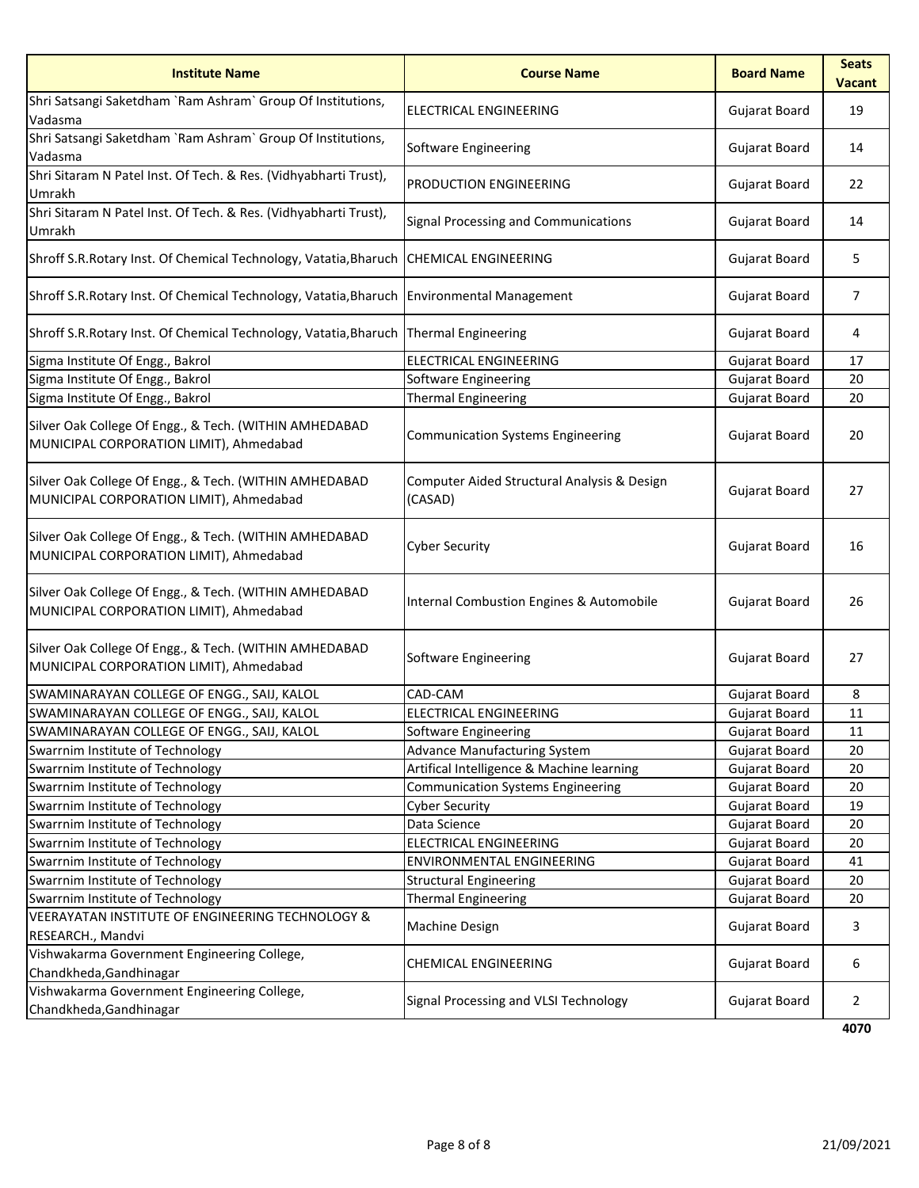| Institute Name | Course Name | Board Name | Seats Vacant |
|---|---|---|---|
| Shri Satsangi Saketdham `Ram Ashram` Group Of Institutions, Vadasma | ELECTRICAL ENGINEERING | Gujarat Board | 19 |
| Shri Satsangi Saketdham `Ram Ashram` Group Of Institutions, Vadasma | Software Engineering | Gujarat Board | 14 |
| Shri Sitaram N Patel Inst. Of Tech. & Res. (Vidhyabharti Trust), Umrakh | PRODUCTION ENGINEERING | Gujarat Board | 22 |
| Shri Sitaram N Patel Inst. Of Tech. & Res. (Vidhyabharti Trust), Umrakh | Signal Processing and Communications | Gujarat Board | 14 |
| Shroff S.R.Rotary Inst. Of Chemical Technology, Vatatia,Bharuch | CHEMICAL ENGINEERING | Gujarat Board | 5 |
| Shroff S.R.Rotary Inst. Of Chemical Technology, Vatatia,Bharuch | Environmental Management | Gujarat Board | 7 |
| Shroff S.R.Rotary Inst. Of Chemical Technology, Vatatia,Bharuch | Thermal Engineering | Gujarat Board | 4 |
| Sigma Institute Of Engg., Bakrol | ELECTRICAL ENGINEERING | Gujarat Board | 17 |
| Sigma Institute Of Engg., Bakrol | Software Engineering | Gujarat Board | 20 |
| Sigma Institute Of Engg., Bakrol | Thermal Engineering | Gujarat Board | 20 |
| Silver Oak College Of Engg., & Tech. (WITHIN AMHEDABAD MUNICIPAL CORPORATION LIMIT), Ahmedabad | Communication Systems Engineering | Gujarat Board | 20 |
| Silver Oak College Of Engg., & Tech. (WITHIN AMHEDABAD MUNICIPAL CORPORATION LIMIT), Ahmedabad | Computer Aided Structural Analysis & Design (CASAD) | Gujarat Board | 27 |
| Silver Oak College Of Engg., & Tech. (WITHIN AMHEDABAD MUNICIPAL CORPORATION LIMIT), Ahmedabad | Cyber Security | Gujarat Board | 16 |
| Silver Oak College Of Engg., & Tech. (WITHIN AMHEDABAD MUNICIPAL CORPORATION LIMIT), Ahmedabad | Internal Combustion Engines & Automobile | Gujarat Board | 26 |
| Silver Oak College Of Engg., & Tech. (WITHIN AMHEDABAD MUNICIPAL CORPORATION LIMIT), Ahmedabad | Software Engineering | Gujarat Board | 27 |
| SWAMINARAYAN COLLEGE OF ENGG., SAIJ, KALOL | CAD-CAM | Gujarat Board | 8 |
| SWAMINARAYAN COLLEGE OF ENGG., SAIJ, KALOL | ELECTRICAL ENGINEERING | Gujarat Board | 11 |
| SWAMINARAYAN COLLEGE OF ENGG., SAIJ, KALOL | Software Engineering | Gujarat Board | 11 |
| Swarrnim Institute of Technology | Advance Manufacturing System | Gujarat Board | 20 |
| Swarrnim Institute of Technology | Artifical Intelligence & Machine learning | Gujarat Board | 20 |
| Swarrnim Institute of Technology | Communication Systems Engineering | Gujarat Board | 20 |
| Swarrnim Institute of Technology | Cyber Security | Gujarat Board | 19 |
| Swarrnim Institute of Technology | Data Science | Gujarat Board | 20 |
| Swarrnim Institute of Technology | ELECTRICAL ENGINEERING | Gujarat Board | 20 |
| Swarrnim Institute of Technology | ENVIRONMENTAL ENGINEERING | Gujarat Board | 41 |
| Swarrnim Institute of Technology | Structural Engineering | Gujarat Board | 20 |
| Swarrnim Institute of Technology | Thermal Engineering | Gujarat Board | 20 |
| VEERAYATAN INSTITUTE OF ENGINEERING TECHNOLOGY & RESEARCH., Mandvi | Machine Design | Gujarat Board | 3 |
| Vishwakarma Government Engineering College, Chandkheda,Gandhinagar | CHEMICAL ENGINEERING | Gujarat Board | 6 |
| Vishwakarma Government Engineering College, Chandkheda,Gandhinagar | Signal Processing and VLSI Technology | Gujarat Board | 2 |
| | | | **4070** |